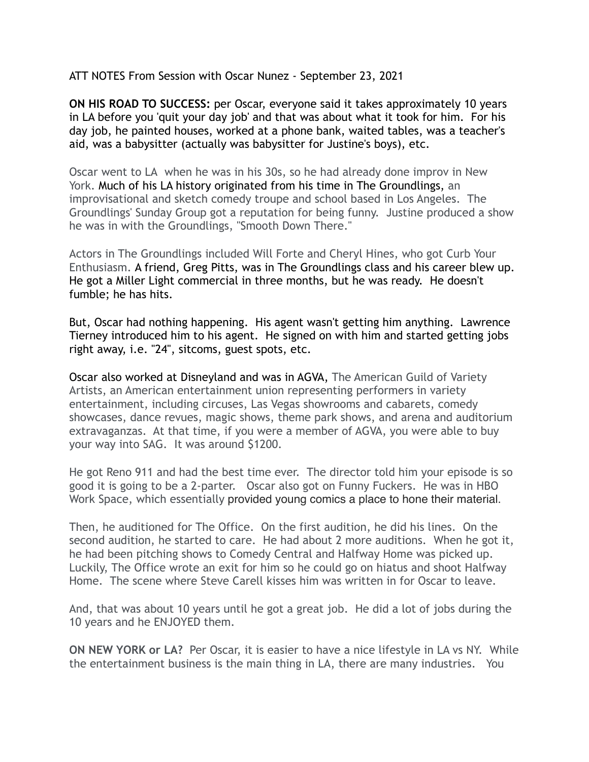ATT NOTES From Session with Oscar Nunez - September 23, 2021

**ON HIS ROAD TO SUCCESS:** per Oscar, everyone said it takes approximately 10 years in LA before you 'quit your day job' and that was about what it took for him. For his day job, he painted houses, worked at a phone bank, waited tables, was a teacher's aid, was a babysitter (actually was babysitter for Justine's boys), etc.

Oscar went to LA when he was in his 30s, so he had already done improv in New York. Much of his LA history originated from his time in The Groundlings, an improvisational and sketch comedy troupe and school based in Los Angeles. The Groundlings' Sunday Group got a reputation for being funny. Justine produced a show he was in with the Groundlings, "Smooth Down There."

Actors in The Groundlings included Will Forte and Cheryl Hines, who got Curb Your Enthusiasm. A friend, Greg Pitts, was in The Groundlings class and his career blew up. He got a Miller Light commercial in three months, but he was ready. He doesn't fumble; he has hits.

But, Oscar had nothing happening. His agent wasn't getting him anything. Lawrence Tierney introduced him to his agent. He signed on with him and started getting jobs right away, i.e. "24", sitcoms, guest spots, etc.

Oscar also worked at Disneyland and was in AGVA, The American Guild of Variety Artists, an American entertainment union representing performers in variety entertainment, including circuses, Las Vegas showrooms and cabarets, comedy showcases, dance revues, magic shows, theme park shows, and arena and auditorium extravaganzas. At that time, if you were a member of AGVA, you were able to buy your way into SAG. It was around $1200.

He got Reno 911 and had the best time ever. The director told him your episode is so good it is going to be a 2-parter. Oscar also got on Funny Fuckers. He was in HBO Work Space, which essentially provided young comics a place to hone their material.

Then, he auditioned for The Office. On the first audition, he did his lines. On the second audition, he started to care. He had about 2 more auditions. When he got it, he had been pitching shows to Comedy Central and Halfway Home was picked up. Luckily, The Office wrote an exit for him so he could go on hiatus and shoot Halfway Home. The scene where Steve Carell kisses him was written in for Oscar to leave.

And, that was about 10 years until he got a great job. He did a lot of jobs during the 10 years and he ENJOYED them.

**ON NEW YORK or LA?** Per Oscar, it is easier to have a nice lifestyle in LA vs NY. While the entertainment business is the main thing in LA, there are many industries. You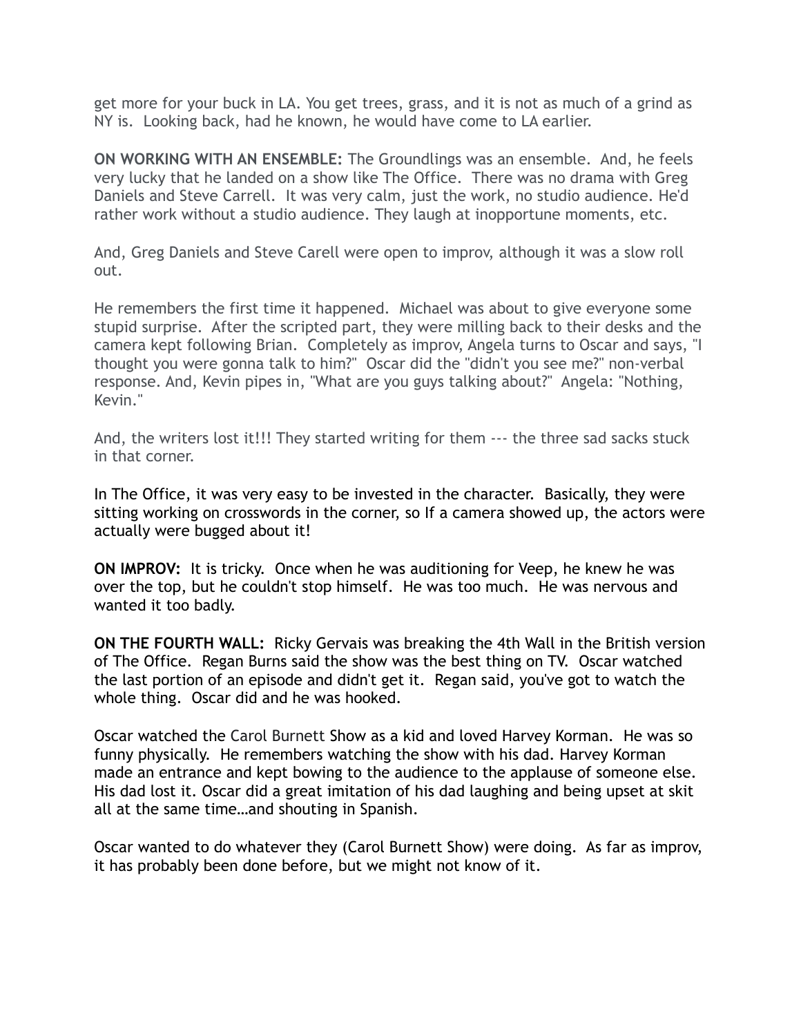get more for your buck in LA. You get trees, grass, and it is not as much of a grind as NY is. Looking back, had he known, he would have come to LA earlier.

**ON WORKING WITH AN ENSEMBLE:** The Groundlings was an ensemble. And, he feels very lucky that he landed on a show like The Office. There was no drama with Greg Daniels and Steve Carrell. It was very calm, just the work, no studio audience. He'd rather work without a studio audience. They laugh at inopportune moments, etc.

And, Greg Daniels and Steve Carell were open to improv, although it was a slow roll out.

He remembers the first time it happened. Michael was about to give everyone some stupid surprise. After the scripted part, they were milling back to their desks and the camera kept following Brian. Completely as improv, Angela turns to Oscar and says, "I thought you were gonna talk to him?" Oscar did the "didn't you see me?" non-verbal response. And, Kevin pipes in, "What are you guys talking about?" Angela: "Nothing, Kevin."

And, the writers lost it!!! They started writing for them --- the three sad sacks stuck in that corner.

In The Office, it was very easy to be invested in the character. Basically, they were sitting working on crosswords in the corner, so If a camera showed up, the actors were actually were bugged about it!

**ON IMPROV:** It is tricky. Once when he was auditioning for Veep, he knew he was over the top, but he couldn't stop himself. He was too much. He was nervous and wanted it too badly.

**ON THE FOURTH WALL:** Ricky Gervais was breaking the 4th Wall in the British version of The Office. Regan Burns said the show was the best thing on TV. Oscar watched the last portion of an episode and didn't get it. Regan said, you've got to watch the whole thing. Oscar did and he was hooked.

Oscar watched the Carol Burnett Show as a kid and loved Harvey Korman. He was so funny physically. He remembers watching the show with his dad. Harvey Korman made an entrance and kept bowing to the audience to the applause of someone else. His dad lost it. Oscar did a great imitation of his dad laughing and being upset at skit all at the same time…and shouting in Spanish.

Oscar wanted to do whatever they (Carol Burnett Show) were doing. As far as improv, it has probably been done before, but we might not know of it.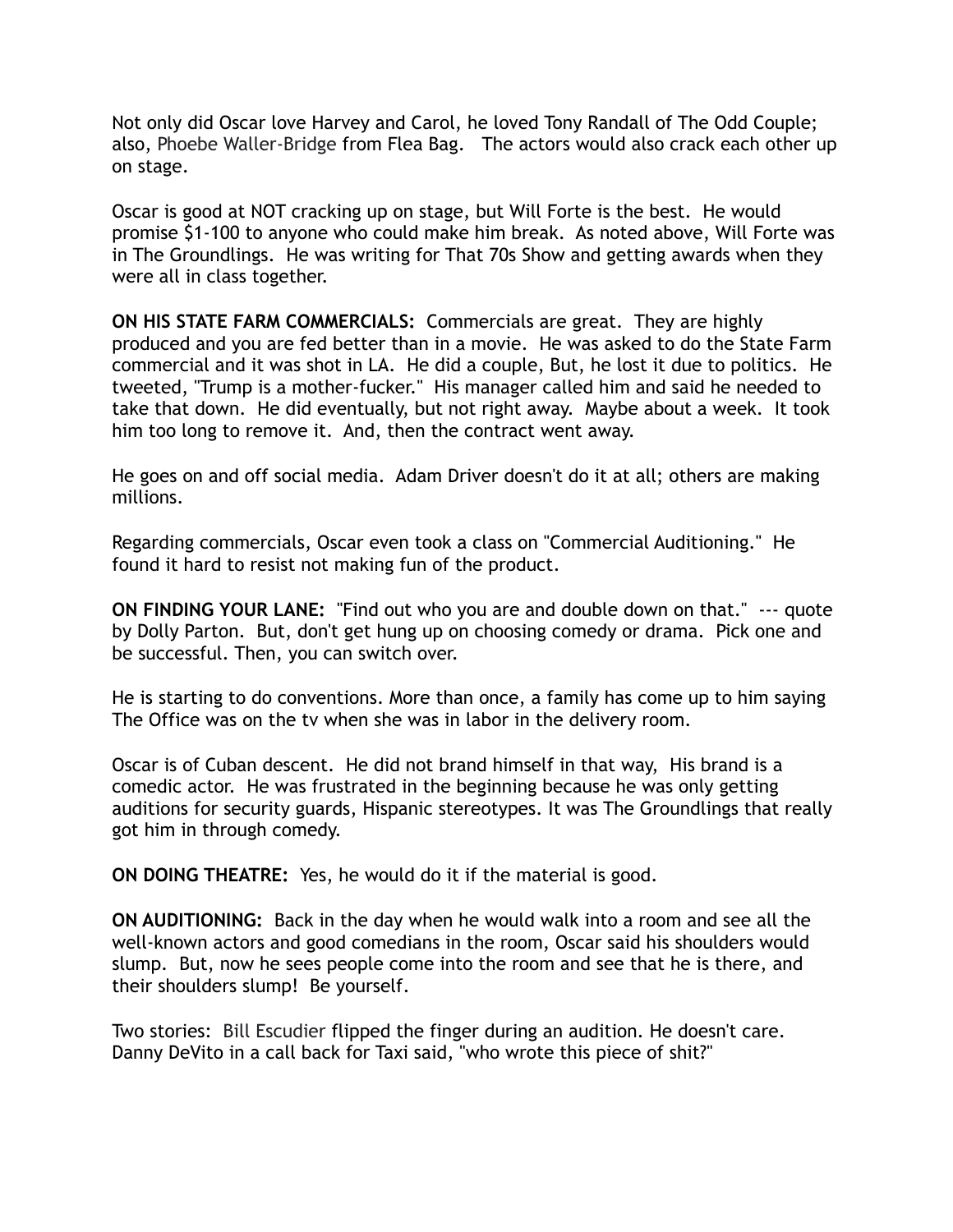Not only did Oscar love Harvey and Carol, he loved Tony Randall of The Odd Couple; also, Phoebe Waller-Bridge from Flea Bag.  The actors would also crack each other up on stage.

Oscar is good at NOT cracking up on stage, but Will Forte is the best.  He would promise $1-100 to anyone who could make him break.  As noted above, Will Forte was in The Groundlings.  He was writing for That 70s Show and getting awards when they were all in class together.

**ON HIS STATE FARM COMMERCIALS:** Commercials are great.  They are highly produced and you are fed better than in a movie.  He was asked to do the State Farm commercial and it was shot in LA.  He did a couple, But, he lost it due to politics.  He tweeted, "Trump is a mother-fucker."  His manager called him and said he needed to take that down.  He did eventually, but not right away.  Maybe about a week.  It took him too long to remove it.  And, then the contract went away.

He goes on and off social media.  Adam Driver doesn't do it at all; others are making millions.

Regarding commercials, Oscar even took a class on "Commercial Auditioning."  He found it hard to resist not making fun of the product.

**ON FINDING YOUR LANE:** "Find out who you are and double down on that." --- quote by Dolly Parton.  But, don't get hung up on choosing comedy or drama.  Pick one and be successful. Then, you can switch over.

He is starting to do conventions. More than once, a family has come up to him saying The Office was on the tv when she was in labor in the delivery room.

Oscar is of Cuban descent.  He did not brand himself in that way,  His brand is a comedic actor.  He was frustrated in the beginning because he was only getting auditions for security guards, Hispanic stereotypes. It was The Groundlings that really got him in through comedy.

**ON DOING THEATRE:** Yes, he would do it if the material is good.

**ON AUDITIONING:** Back in the day when he would walk into a room and see all the well-known actors and good comedians in the room, Oscar said his shoulders would slump.  But, now he sees people come into the room and see that he is there, and their shoulders slump!  Be yourself.

Two stories:  Bill Escudier flipped the finger during an audition. He doesn't care. Danny DeVito in a call back for Taxi said, "who wrote this piece of shit?"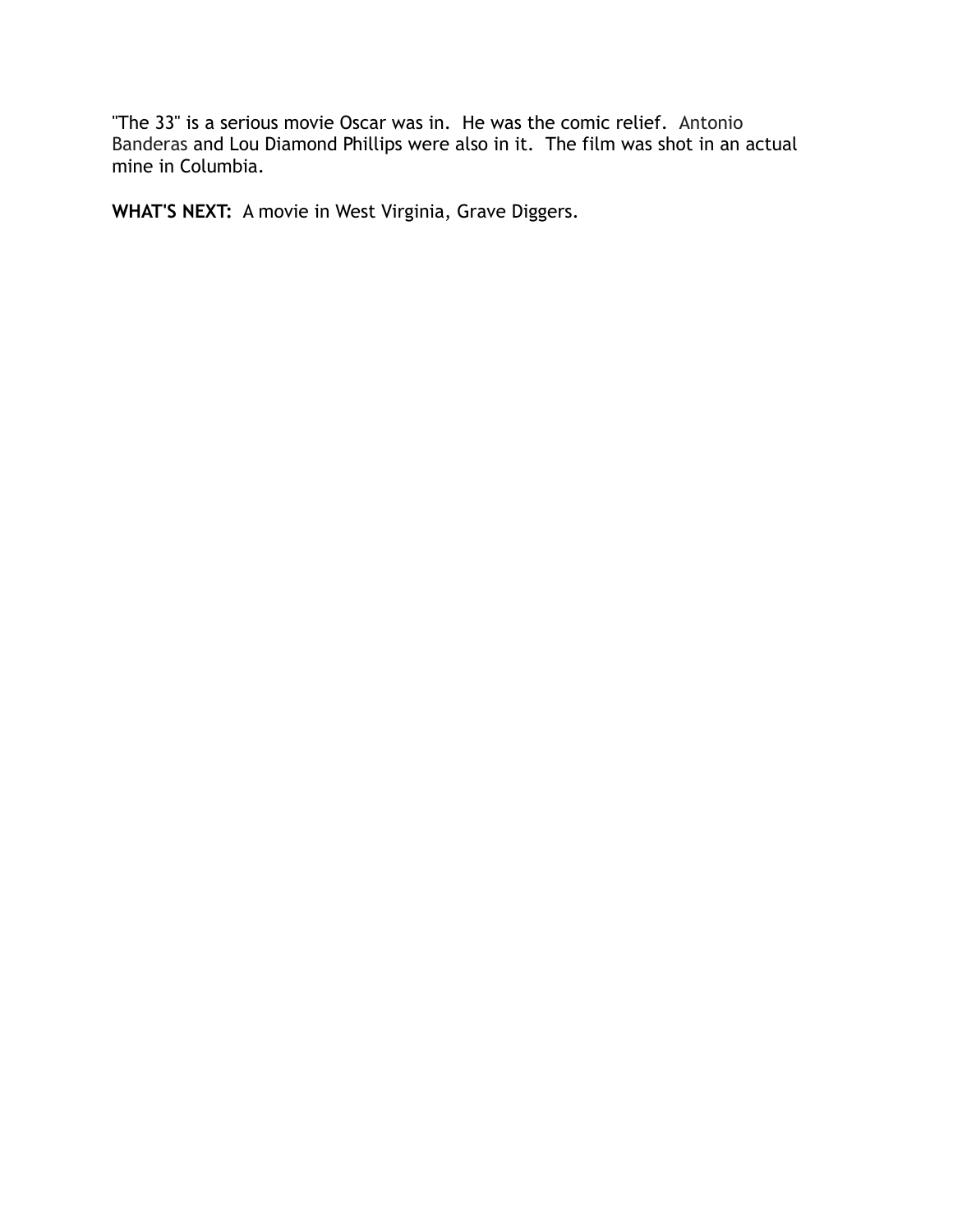"The 33" is a serious movie Oscar was in.  He was the comic relief.  Antonio Banderas and Lou Diamond Phillips were also in it.  The film was shot in an actual mine in Columbia.

**WHAT'S NEXT:**  A movie in West Virginia, Grave Diggers.